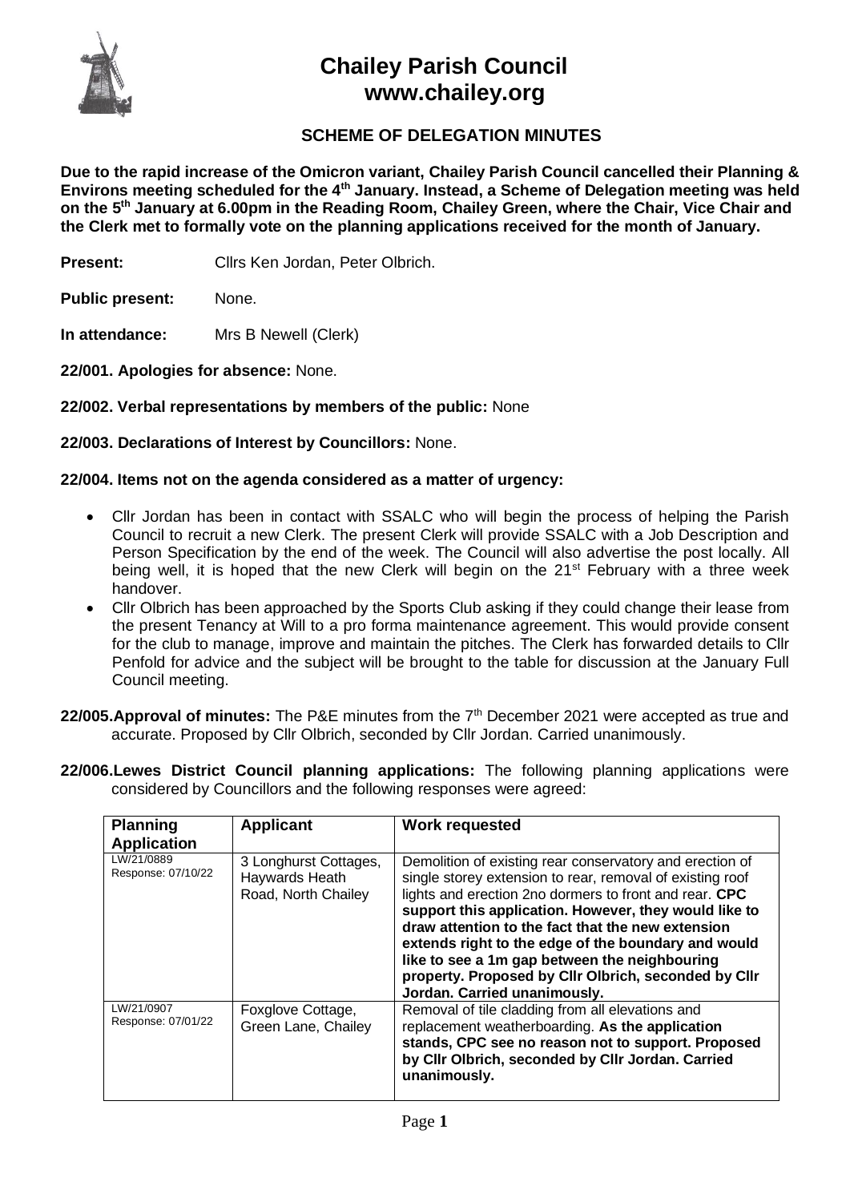# Chailey Parish Council
# www.chailey.org

## SCHEME OF DELEGATION MINUTES

**Due to the rapid increase of the Omicron variant, Chailey Parish Council cancelled their Planning & Environs meeting scheduled for the 4th January. Instead, a Scheme of Delegation meeting was held on the 5th January at 6.00pm in the Reading Room, Chailey Green, where the Chair, Vice Chair and the Clerk met to formally vote on the planning applications received for the month of January.**

**Present:** Cllrs Ken Jordan, Peter Olbrich.

**Public present:** None.

**In attendance:** Mrs B Newell (Clerk)

**22/001. Apologies for absence:** None.

**22/002. Verbal representations by members of the public:** None

**22/003. Declarations of Interest by Councillors:** None.

**22/004. Items not on the agenda considered as a matter of urgency:**

- Cllr Jordan has been in contact with SSALC who will begin the process of helping the Parish Council to recruit a new Clerk. The present Clerk will provide SSALC with a Job Description and Person Specification by the end of the week. The Council will also advertise the post locally. All being well, it is hoped that the new Clerk will begin on the 21st February with a three week handover.
- Cllr Olbrich has been approached by the Sports Club asking if they could change their lease from the present Tenancy at Will to a pro forma maintenance agreement. This would provide consent for the club to manage, improve and maintain the pitches. The Clerk has forwarded details to Cllr Penfold for advice and the subject will be brought to the table for discussion at the January Full Council meeting.

**22/005. Approval of minutes:** The P&E minutes from the 7th December 2021 were accepted as true and accurate. Proposed by Cllr Olbrich, seconded by Cllr Jordan. Carried unanimously.

**22/006. Lewes District Council planning applications:** The following planning applications were considered by Councillors and the following responses were agreed:

| Planning Application | Applicant | Work requested |
|---|---|---|
| LW/21/0889 Response: 07/10/22 | 3 Longhurst Cottages, Haywards Heath Road, North Chailey | Demolition of existing rear conservatory and erection of single storey extension to rear, removal of existing roof lights and erection 2no dormers to front and rear. **CPC support this application. However, they would like to draw attention to the fact that the new extension extends right to the edge of the boundary and would like to see a 1m gap between the neighbouring property. Proposed by Cllr Olbrich, seconded by Cllr Jordan. Carried unanimously.** |
| LW/21/0907 Response: 07/01/22 | Foxglove Cottage, Green Lane, Chailey | Removal of tile cladding from all elevations and replacement weatherboarding. **As the application stands, CPC see no reason not to support. Proposed by Cllr Olbrich, seconded by Cllr Jordan. Carried unanimously.** |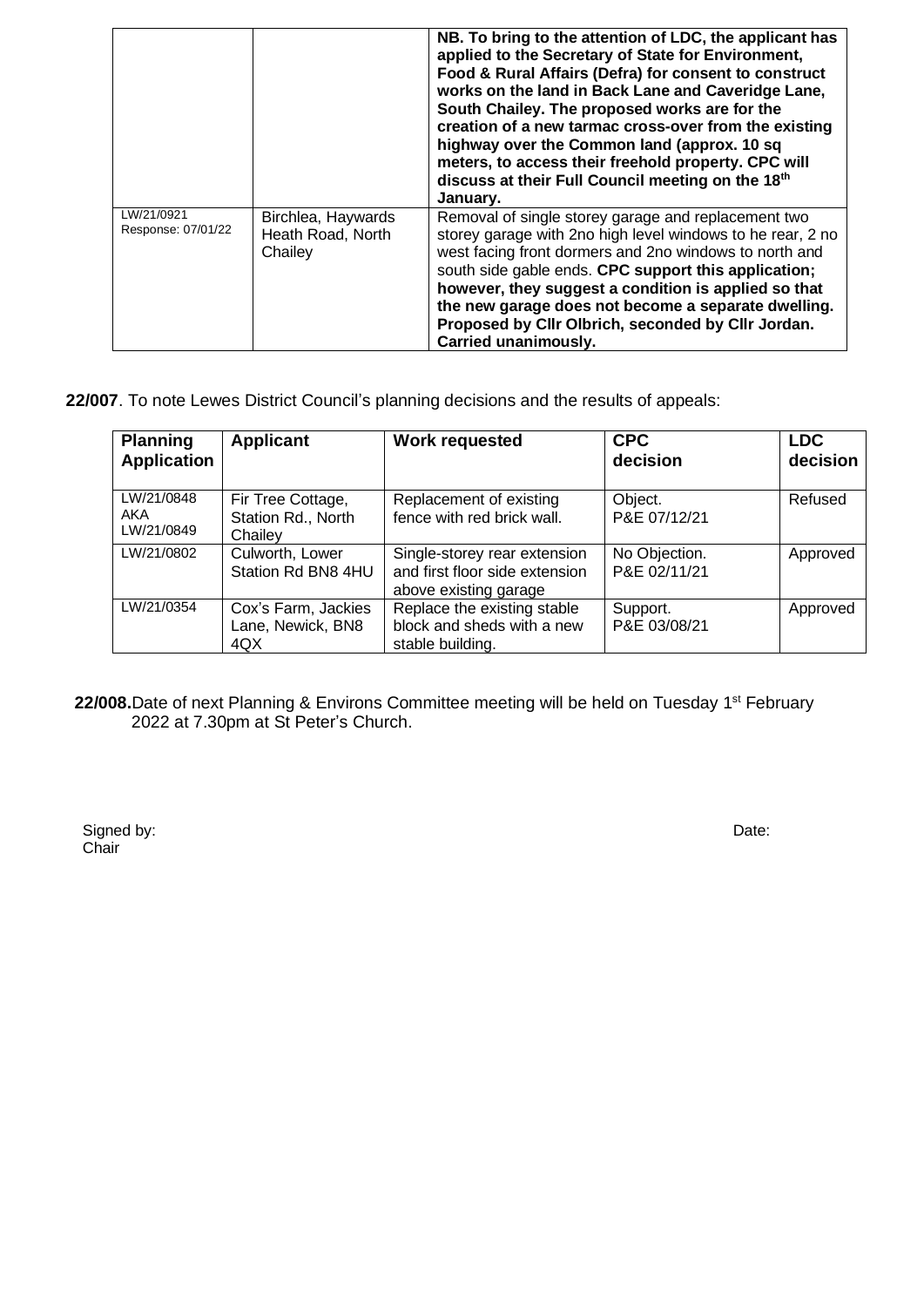| | | |
|---|---|---|
| | | **NB. To bring to the attention of LDC, the applicant has applied to the Secretary of State for Environment, Food & Rural Affairs (Defra) for consent to construct works on the land in Back Lane and Caveridge Lane, South Chailey. The proposed works are for the creation of a new tarmac cross-over from the existing highway over the Common land (approx. 10 sq meters, to access their freehold property. CPC will discuss at their Full Council meeting on the 18th January.** |
| LW/21/0921 Response: 07/01/22 | Birchlea, Haywards Heath Road, North Chailey | Removal of single storey garage and replacement two storey garage with 2no high level windows to he rear, 2 no west facing front dormers and 2no windows to north and south side gable ends. **CPC support this application; however, they suggest a condition is applied so that the new garage does not become a separate dwelling. Proposed by Cllr Olbrich, seconded by Cllr Jordan. Carried unanimously.** |

**22/007**. To note Lewes District Council's planning decisions and the results of appeals:

| Planning Application | Applicant | Work requested | CPC decision | LDC decision |
|---|---|---|---|---|
| LW/21/0848 AKA LW/21/0849 | Fir Tree Cottage, Station Rd., North Chailey | Replacement of existing fence with red brick wall. | Object. P&E 07/12/21 | Refused |
| LW/21/0802 | Culworth, Lower Station Rd BN8 4HU | Single-storey rear extension and first floor side extension above existing garage | No Objection. P&E 02/11/21 | Approved |
| LW/21/0354 | Cox's Farm, Jackies Lane, Newick, BN8 4QX | Replace the existing stable block and sheds with a new stable building. | Support. P&E 03/08/21 | Approved |

**22/008.** Date of next Planning & Environs Committee meeting will be held on Tuesday 1st February 2022 at 7.30pm at St Peter's Church.

Signed by: Date:
Chair